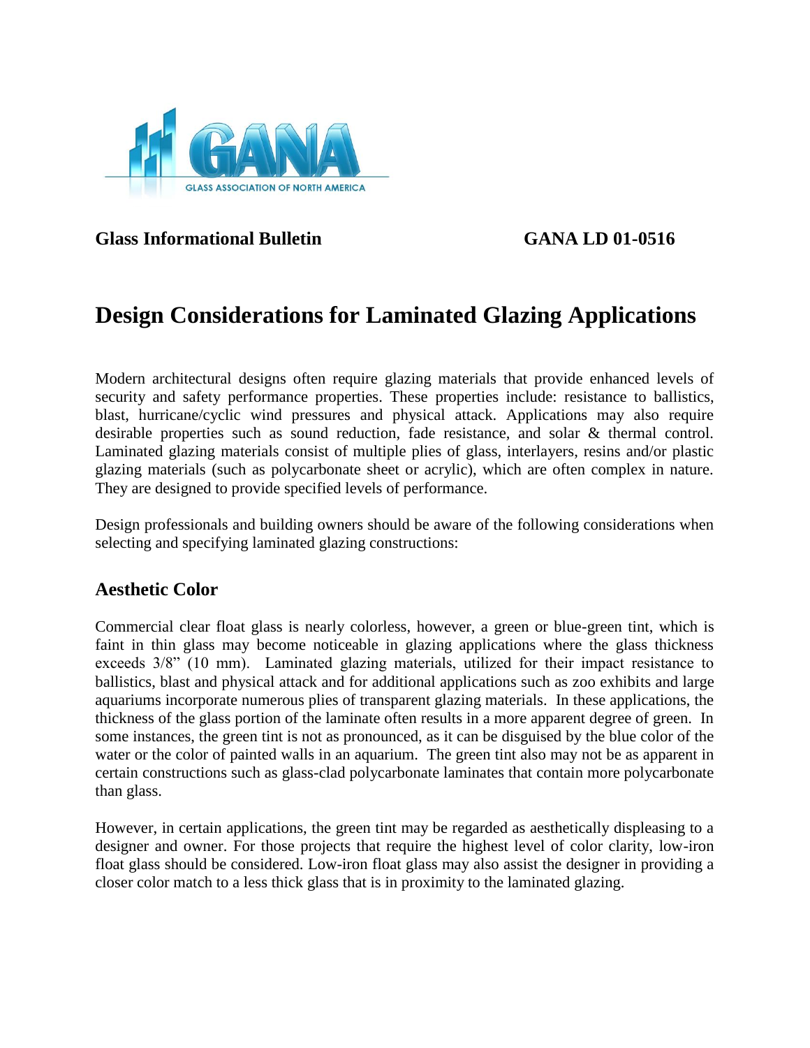GLASS ASSOCIATION OF NORTH AMERICA

**Glass Informational Bulletin** **GANA LD 01-0516**

# Design Considerations for Laminated Glazing Applications

Modern architectural designs often require glazing materials that provide enhanced levels of security and safety performance properties. These properties include: resistance to ballistics, blast, hurricane/cyclic wind pressures and physical attack. Applications may also require desirable properties such as sound reduction, fade resistance, and solar & thermal control. Laminated glazing materials consist of multiple plies of glass, interlayers, resins and/or plastic glazing materials (such as polycarbonate sheet or acrylic), which are often complex in nature. They are designed to provide specified levels of performance.

Design professionals and building owners should be aware of the following considerations when selecting and specifying laminated glazing constructions:

## Aesthetic Color

Commercial clear float glass is nearly colorless, however, a green or blue-green tint, which is faint in thin glass may become noticeable in glazing applications where the glass thickness exceeds 3/8" (10 mm). Laminated glazing materials, utilized for their impact resistance to ballistics, blast and physical attack and for additional applications such as zoo exhibits and large aquariums incorporate numerous plies of transparent glazing materials. In these applications, the thickness of the glass portion of the laminate often results in a more apparent degree of green. In some instances, the green tint is not as pronounced, as it can be disguised by the blue color of the water or the color of painted walls in an aquarium. The green tint also may not be as apparent in certain constructions such as glass-clad polycarbonate laminates that contain more polycarbonate than glass.

However, in certain applications, the green tint may be regarded as aesthetically displeasing to a designer and owner. For those projects that require the highest level of color clarity, low-iron float glass should be considered. Low-iron float glass may also assist the designer in providing a closer color match to a less thick glass that is in proximity to the laminated glazing.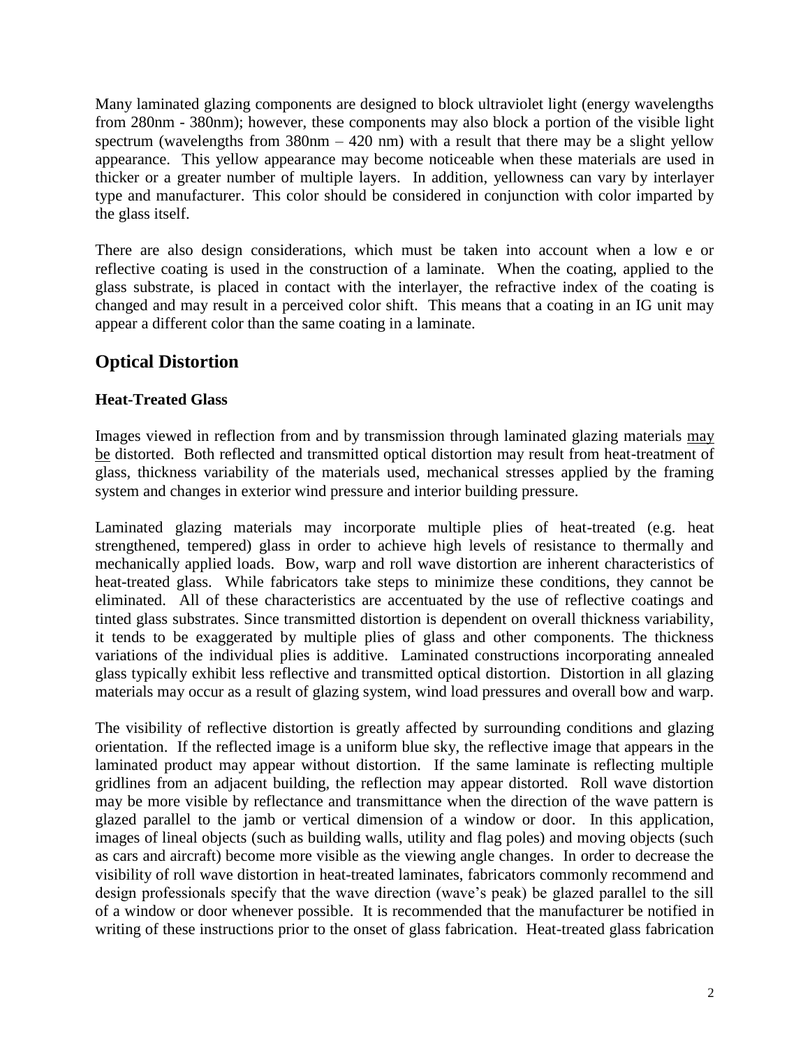Many laminated glazing components are designed to block ultraviolet light (energy wavelengths from 280nm - 380nm); however, these components may also block a portion of the visible light spectrum (wavelengths from 380nm – 420 nm) with a result that there may be a slight yellow appearance. This yellow appearance may become noticeable when these materials are used in thicker or a greater number of multiple layers. In addition, yellowness can vary by interlayer type and manufacturer. This color should be considered in conjunction with color imparted by the glass itself.

There are also design considerations, which must be taken into account when a low e or reflective coating is used in the construction of a laminate. When the coating, applied to the glass substrate, is placed in contact with the interlayer, the refractive index of the coating is changed and may result in a perceived color shift. This means that a coating in an IG unit may appear a different color than the same coating in a laminate.

## Optical Distortion

### Heat-Treated Glass

Images viewed in reflection from and by transmission through laminated glazing materials may be distorted. Both reflected and transmitted optical distortion may result from heat-treatment of glass, thickness variability of the materials used, mechanical stresses applied by the framing system and changes in exterior wind pressure and interior building pressure.

Laminated glazing materials may incorporate multiple plies of heat-treated (e.g. heat strengthened, tempered) glass in order to achieve high levels of resistance to thermally and mechanically applied loads. Bow, warp and roll wave distortion are inherent characteristics of heat-treated glass. While fabricators take steps to minimize these conditions, they cannot be eliminated. All of these characteristics are accentuated by the use of reflective coatings and tinted glass substrates. Since transmitted distortion is dependent on overall thickness variability, it tends to be exaggerated by multiple plies of glass and other components. The thickness variations of the individual plies is additive. Laminated constructions incorporating annealed glass typically exhibit less reflective and transmitted optical distortion. Distortion in all glazing materials may occur as a result of glazing system, wind load pressures and overall bow and warp.

The visibility of reflective distortion is greatly affected by surrounding conditions and glazing orientation. If the reflected image is a uniform blue sky, the reflective image that appears in the laminated product may appear without distortion. If the same laminate is reflecting multiple gridlines from an adjacent building, the reflection may appear distorted. Roll wave distortion may be more visible by reflectance and transmittance when the direction of the wave pattern is glazed parallel to the jamb or vertical dimension of a window or door. In this application, images of lineal objects (such as building walls, utility and flag poles) and moving objects (such as cars and aircraft) become more visible as the viewing angle changes. In order to decrease the visibility of roll wave distortion in heat-treated laminates, fabricators commonly recommend and design professionals specify that the wave direction (wave's peak) be glazed parallel to the sill of a window or door whenever possible. It is recommended that the manufacturer be notified in writing of these instructions prior to the onset of glass fabrication. Heat-treated glass fabrication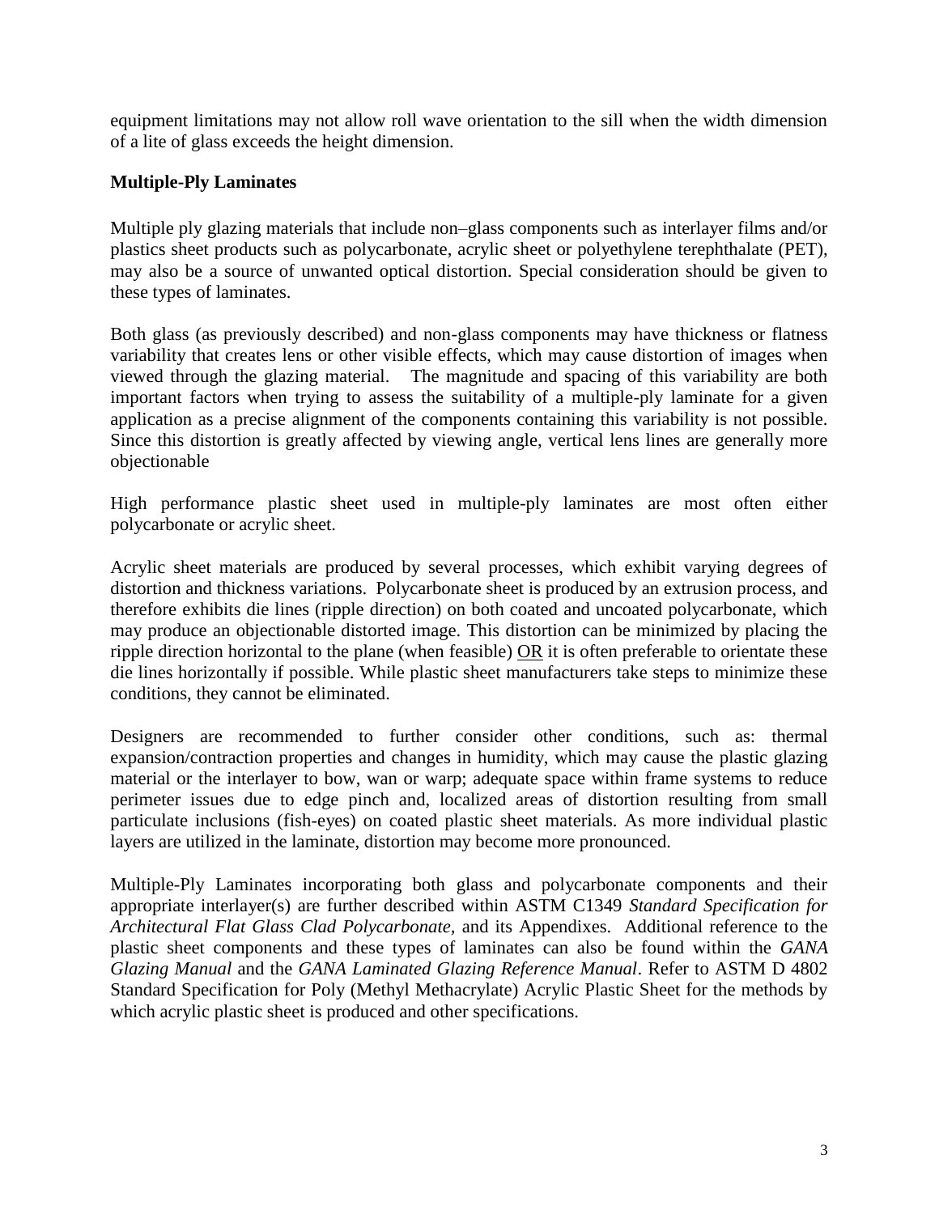equipment limitations may not allow roll wave orientation to the sill when the width dimension of a lite of glass exceeds the height dimension.

**Multiple-Ply Laminates**

Multiple ply glazing materials that include non–glass components such as interlayer films and/or plastics sheet products such as polycarbonate, acrylic sheet or polyethylene terephthalate (PET), may also be a source of unwanted optical distortion. Special consideration should be given to these types of laminates.

Both glass (as previously described) and non-glass components may have thickness or flatness variability that creates lens or other visible effects, which may cause distortion of images when viewed through the glazing material. The magnitude and spacing of this variability are both important factors when trying to assess the suitability of a multiple-ply laminate for a given application as a precise alignment of the components containing this variability is not possible. Since this distortion is greatly affected by viewing angle, vertical lens lines are generally more objectionable

High performance plastic sheet used in multiple-ply laminates are most often either polycarbonate or acrylic sheet.

Acrylic sheet materials are produced by several processes, which exhibit varying degrees of distortion and thickness variations. Polycarbonate sheet is produced by an extrusion process, and therefore exhibits die lines (ripple direction) on both coated and uncoated polycarbonate, which may produce an objectionable distorted image. This distortion can be minimized by placing the ripple direction horizontal to the plane (when feasible) <u>OR</u> it is often preferable to orientate these die lines horizontally if possible. While plastic sheet manufacturers take steps to minimize these conditions, they cannot be eliminated.

Designers are recommended to further consider other conditions, such as: thermal expansion/contraction properties and changes in humidity, which may cause the plastic glazing material or the interlayer to bow, wan or warp; adequate space within frame systems to reduce perimeter issues due to edge pinch and, localized areas of distortion resulting from small particulate inclusions (fish-eyes) on coated plastic sheet materials. As more individual plastic layers are utilized in the laminate, distortion may become more pronounced.

Multiple-Ply Laminates incorporating both glass and polycarbonate components and their appropriate interlayer(s) are further described within ASTM C1349 *Standard Specification for Architectural Flat Glass Clad Polycarbonate,* and its Appendixes. Additional reference to the plastic sheet components and these types of laminates can also be found within the *GANA Glazing Manual* and the *GANA Laminated Glazing Reference Manual*. Refer to ASTM D 4802 Standard Specification for Poly (Methyl Methacrylate) Acrylic Plastic Sheet for the methods by which acrylic plastic sheet is produced and other specifications.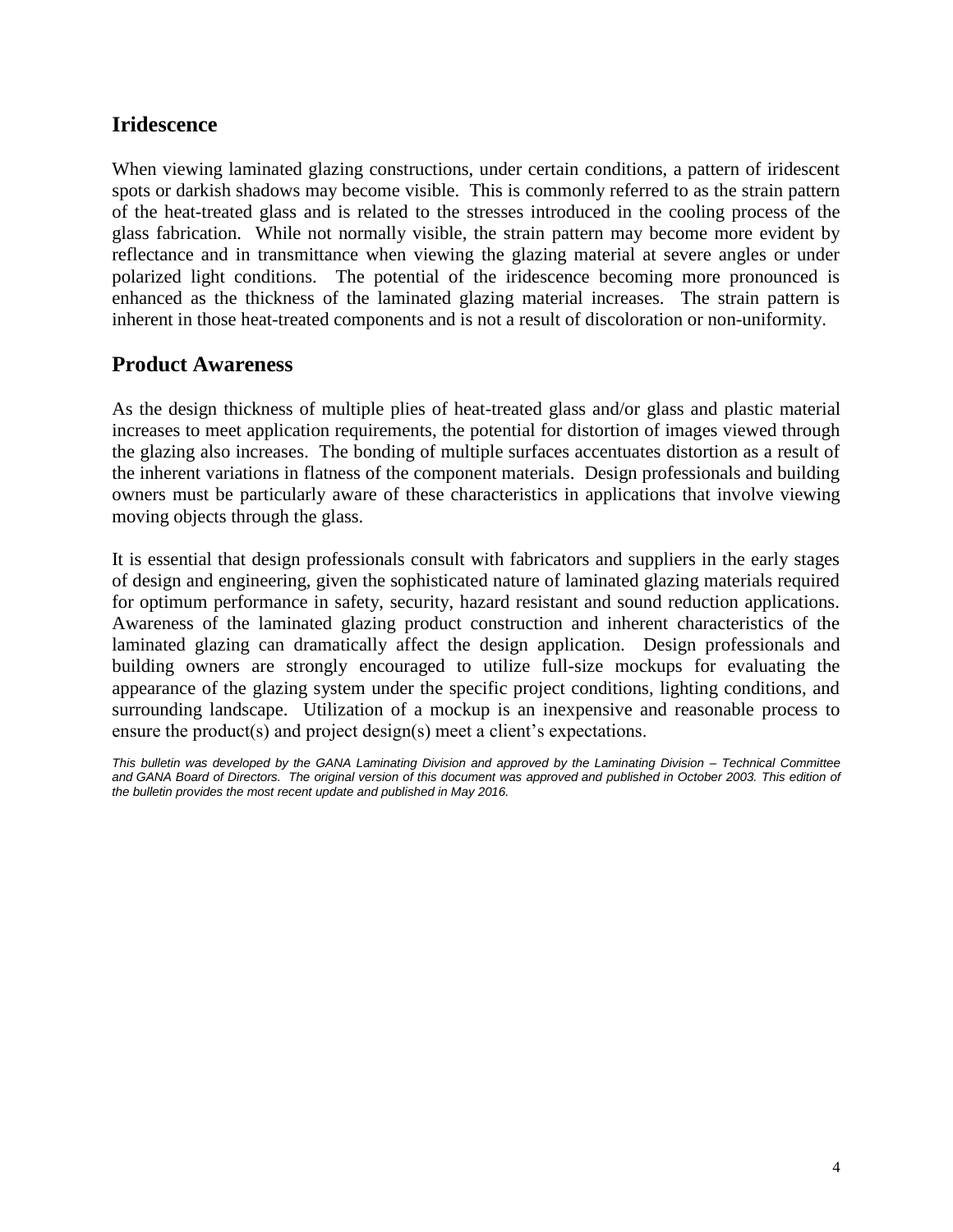## Iridescence

When viewing laminated glazing constructions, under certain conditions, a pattern of iridescent spots or darkish shadows may become visible. This is commonly referred to as the strain pattern of the heat-treated glass and is related to the stresses introduced in the cooling process of the glass fabrication. While not normally visible, the strain pattern may become more evident by reflectance and in transmittance when viewing the glazing material at severe angles or under polarized light conditions. The potential of the iridescence becoming more pronounced is enhanced as the thickness of the laminated glazing material increases. The strain pattern is inherent in those heat-treated components and is not a result of discoloration or non-uniformity.

## Product Awareness

As the design thickness of multiple plies of heat-treated glass and/or glass and plastic material increases to meet application requirements, the potential for distortion of images viewed through the glazing also increases. The bonding of multiple surfaces accentuates distortion as a result of the inherent variations in flatness of the component materials. Design professionals and building owners must be particularly aware of these characteristics in applications that involve viewing moving objects through the glass.

It is essential that design professionals consult with fabricators and suppliers in the early stages of design and engineering, given the sophisticated nature of laminated glazing materials required for optimum performance in safety, security, hazard resistant and sound reduction applications. Awareness of the laminated glazing product construction and inherent characteristics of the laminated glazing can dramatically affect the design application. Design professionals and building owners are strongly encouraged to utilize full-size mockups for evaluating the appearance of the glazing system under the specific project conditions, lighting conditions, and surrounding landscape. Utilization of a mockup is an inexpensive and reasonable process to ensure the product(s) and project design(s) meet a client's expectations.

*This bulletin was developed by the GANA Laminating Division and approved by the Laminating Division – Technical Committee and GANA Board of Directors. The original version of this document was approved and published in October 2003. This edition of the bulletin provides the most recent update and published in May 2016.*